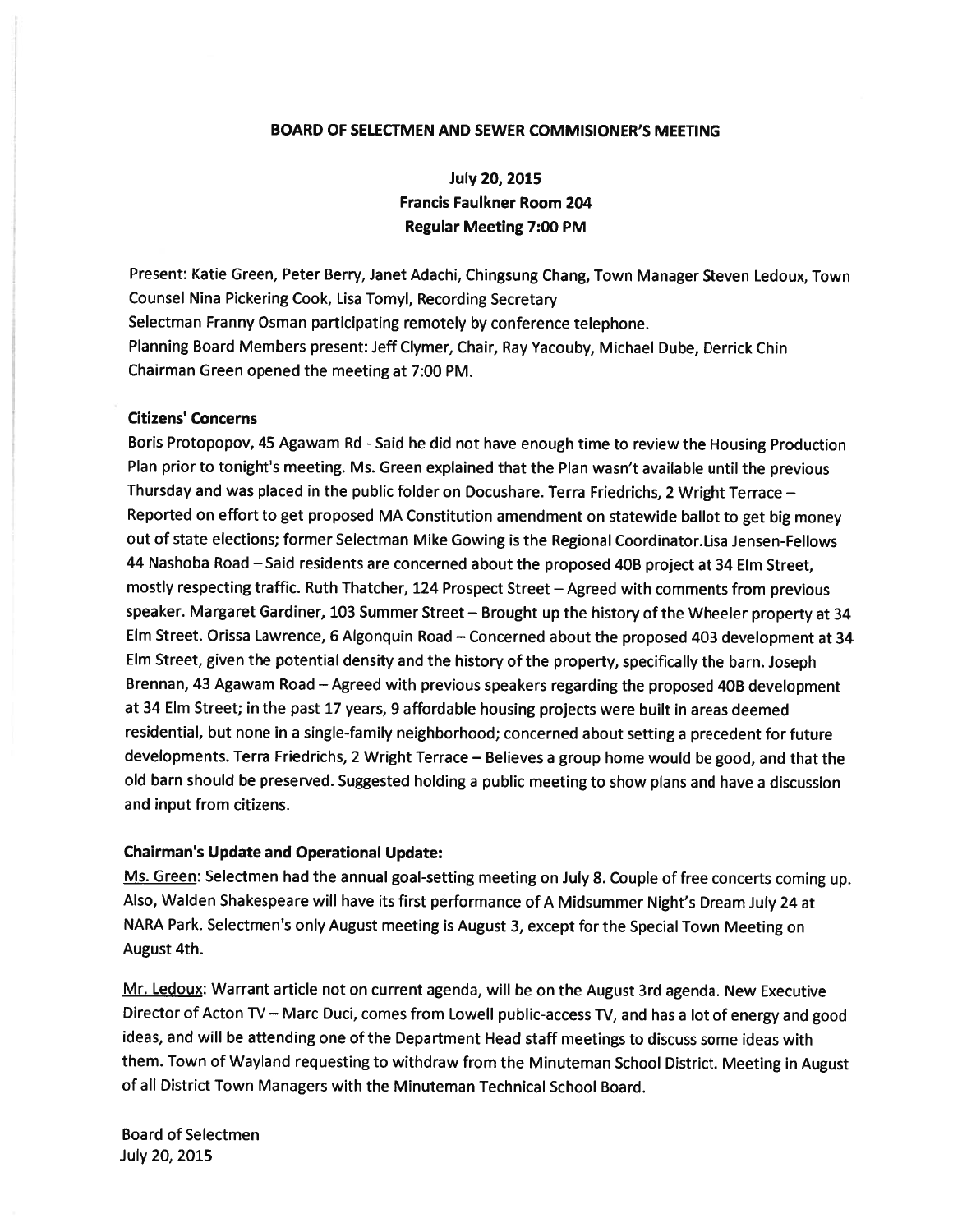## BOARD OF SELECTMEN AND SEWER COMMISIONER'S MEETING

**July 20, 2015**
**Francis Faulkner Room 204**
**Regular Meeting 7:00 PM**

Present: Katie Green, Peter Berry, Janet Adachi, Chingsung Chang, Town Manager Steven Ledoux, Town Counsel Nina Pickering Cook, Lisa Tomyl, Recording Secretary
Selectman Franny Osman participating remotely by conference telephone.
Planning Board Members present: Jeff Clymer, Chair, Ray Yacouby, Michael Dube, Derrick Chin
Chairman Green opened the meeting at 7:00 PM.

### Citizens' Concerns

Boris Protopopov, 45 Agawam Rd - Said he did not have enough time to review the Housing Production Plan prior to tonight's meeting. Ms. Green explained that the Plan wasn't available until the previous Thursday and was placed in the public folder on Docushare. Terra Friedrichs, 2 Wright Terrace – Reported on effort to get proposed MA Constitution amendment on statewide ballot to get big money out of state elections; former Selectman Mike Gowing is the Regional Coordinator.Lisa Jensen-Fellows 44 Nashoba Road – Said residents are concerned about the proposed 40B project at 34 Elm Street, mostly respecting traffic. Ruth Thatcher, 124 Prospect Street – Agreed with comments from previous speaker. Margaret Gardiner, 103 Summer Street – Brought up the history of the Wheeler property at 34 Elm Street. Orissa Lawrence, 6 Algonquin Road – Concerned about the proposed 40B development at 34 Elm Street, given the potential density and the history of the property, specifically the barn. Joseph Brennan, 43 Agawam Road – Agreed with previous speakers regarding the proposed 40B development at 34 Elm Street; in the past 17 years, 9 affordable housing projects were built in areas deemed residential, but none in a single-family neighborhood; concerned about setting a precedent for future developments. Terra Friedrichs, 2 Wright Terrace – Believes a group home would be good, and that the old barn should be preserved. Suggested holding a public meeting to show plans and have a discussion and input from citizens.

### Chairman's Update and Operational Update:

Ms. Green: Selectmen had the annual goal-setting meeting on July 8. Couple of free concerts coming up. Also, Walden Shakespeare will have its first performance of A Midsummer Night's Dream July 24 at NARA Park. Selectmen's only August meeting is August 3, except for the Special Town Meeting on August 4th.

Mr. Ledoux: Warrant article not on current agenda, will be on the August 3rd agenda. New Executive Director of Acton TV – Marc Duci, comes from Lowell public-access TV, and has a lot of energy and good ideas, and will be attending one of the Department Head staff meetings to discuss some ideas with them. Town of Wayland requesting to withdraw from the Minuteman School District. Meeting in August of all District Town Managers with the Minuteman Technical School Board.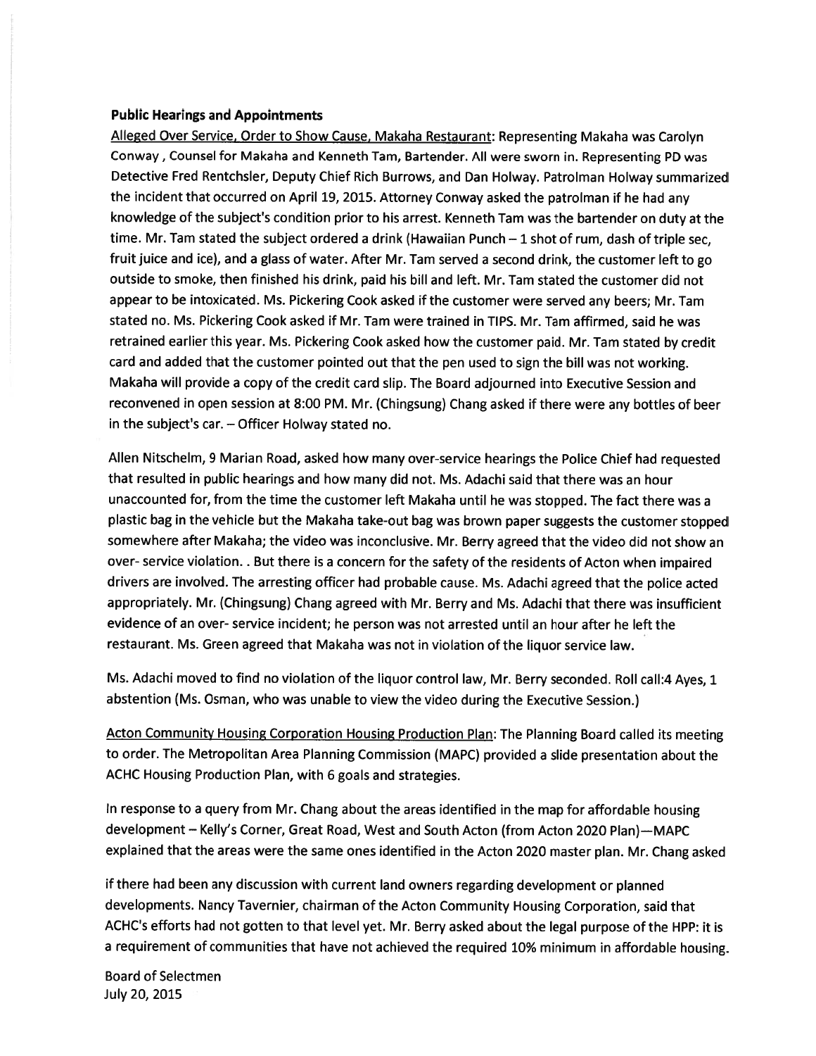**Public Hearings and Appointments**

Alleged Over Service, Order to Show Cause, Makaha Restaurant: Representing Makaha was Carolyn Conway , Counsel for Makaha and Kenneth Tam, Bartender. All were sworn in. Representing PD was Detective Fred Rentchsler, Deputy Chief Rich Burrows, and Dan Holway. Patrolman Holway summarized the incident that occurred on April 19, 2015. Attorney Conway asked the patrolman if he had any knowledge of the subject's condition prior to his arrest. Kenneth Tam was the bartender on duty at the time. Mr. Tam stated the subject ordered a drink (Hawaiian Punch – 1 shot of rum, dash of triple sec, fruit juice and ice), and a glass of water. After Mr. Tam served a second drink, the customer left to go outside to smoke, then finished his drink, paid his bill and left. Mr. Tam stated the customer did not appear to be intoxicated. Ms. Pickering Cook asked if the customer were served any beers; Mr. Tam stated no. Ms. Pickering Cook asked if Mr. Tam were trained in TIPS. Mr. Tam affirmed, said he was retrained earlier this year. Ms. Pickering Cook asked how the customer paid. Mr. Tam stated by credit card and added that the customer pointed out that the pen used to sign the bill was not working. Makaha will provide a copy of the credit card slip. The Board adjourned into Executive Session and reconvened in open session at 8:00 PM. Mr. (Chingsung) Chang asked if there were any bottles of beer in the subject's car. – Officer Holway stated no.

Allen Nitschelm, 9 Marian Road, asked how many over-service hearings the Police Chief had requested that resulted in public hearings and how many did not. Ms. Adachi said that there was an hour unaccounted for, from the time the customer left Makaha until he was stopped. The fact there was a plastic bag in the vehicle but the Makaha take-out bag was brown paper suggests the customer stopped somewhere after Makaha; the video was inconclusive. Mr. Berry agreed that the video did not show an over- service violation. . But there is a concern for the safety of the residents of Acton when impaired drivers are involved. The arresting officer had probable cause. Ms. Adachi agreed that the police acted appropriately. Mr. (Chingsung) Chang agreed with Mr. Berry and Ms. Adachi that there was insufficient evidence of an over- service incident; he person was not arrested until an hour after he left the restaurant. Ms. Green agreed that Makaha was not in violation of the liquor service law.

Ms. Adachi moved to find no violation of the liquor control law, Mr. Berry seconded. Roll call:4 Ayes, 1 abstention (Ms. Osman, who was unable to view the video during the Executive Session.)

Acton Community Housing Corporation Housing Production Plan: The Planning Board called its meeting to order. The Metropolitan Area Planning Commission (MAPC) provided a slide presentation about the ACHC Housing Production Plan, with 6 goals and strategies.

In response to a query from Mr. Chang about the areas identified in the map for affordable housing development – Kelly's Corner, Great Road, West and South Acton (from Acton 2020 Plan)—MAPC explained that the areas were the same ones identified in the Acton 2020 master plan. Mr. Chang asked

if there had been any discussion with current land owners regarding development or planned developments. Nancy Tavernier, chairman of the Acton Community Housing Corporation, said that ACHC's efforts had not gotten to that level yet. Mr. Berry asked about the legal purpose of the HPP: it is a requirement of communities that have not achieved the required 10% minimum in affordable housing.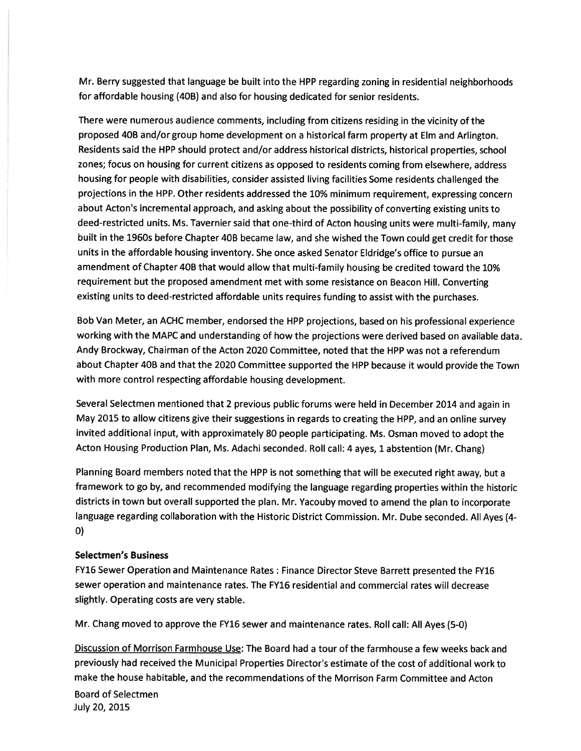Mr. Berry suggested that language be built into the HPP regarding zoning in residential neighborhoods for affordable housing (40B) and also for housing dedicated for senior residents.

There were numerous audience comments, including from citizens residing in the vicinity of the proposed 40B and/or group home development on a historical farm property at Elm and Arlington. Residents said the HPP should protect and/or address historical districts, historical properties, school zones; focus on housing for current citizens as opposed to residents coming from elsewhere, address housing for people with disabilities, consider assisted living facilities Some residents challenged the projections in the HPP. Other residents addressed the 10% minimum requirement, expressing concern about Acton's incremental approach, and asking about the possibility of converting existing units to deed-restricted units. Ms. Tavernier said that one-third of Acton housing units were multi-family, many built in the 1960s before Chapter 40B became law, and she wished the Town could get credit for those units in the affordable housing inventory. She once asked Senator Eldridge's office to pursue an amendment of Chapter 40B that would allow that multi-family housing be credited toward the 10% requirement but the proposed amendment met with some resistance on Beacon Hill. Converting existing units to deed-restricted affordable units requires funding to assist with the purchases.

Bob Van Meter, an ACHC member, endorsed the HPP projections, based on his professional experience working with the MAPC and understanding of how the projections were derived based on available data. Andy Brockway, Chairman of the Acton 2020 Committee, noted that the HPP was not a referendum about Chapter 40B and that the 2020 Committee supported the HPP because it would provide the Town with more control respecting affordable housing development.

Several Selectmen mentioned that 2 previous public forums were held in December 2014 and again in May 2015 to allow citizens give their suggestions in regards to creating the HPP, and an online survey invited additional input, with approximately 80 people participating. Ms. Osman moved to adopt the Acton Housing Production Plan, Ms. Adachi seconded. Roll call: 4 ayes, 1 abstention (Mr. Chang)

Planning Board members noted that the HPP is not something that will be executed right away, but a framework to go by, and recommended modifying the language regarding properties within the historic districts in town but overall supported the plan. Mr. Yacouby moved to amend the plan to incorporate language regarding collaboration with the Historic District Commission. Mr. Dube seconded. All Ayes (4-0)

**Selectmen's Business**

FY16 Sewer Operation and Maintenance Rates : Finance Director Steve Barrett presented the FY16 sewer operation and maintenance rates. The FY16 residential and commercial rates will decrease slightly. Operating costs are very stable.

Mr. Chang moved to approve the FY16 sewer and maintenance rates. Roll call: All Ayes (5-0)

Discussion of Morrison Farmhouse Use: The Board had a tour of the farmhouse a few weeks back and previously had received the Municipal Properties Director's estimate of the cost of additional work to make the house habitable, and the recommendations of the Morrison Farm Committee and Acton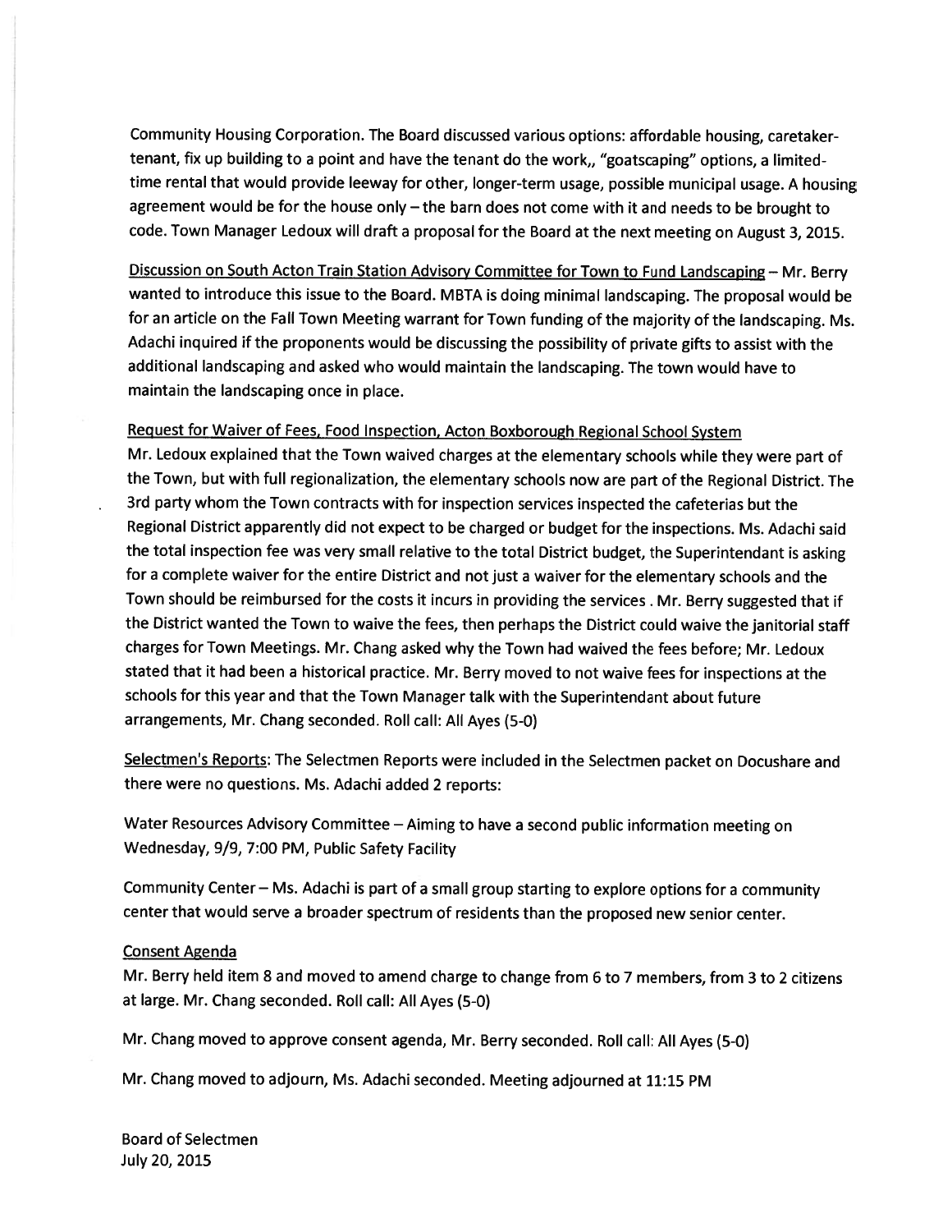Community Housing Corporation. The Board discussed various options: affordable housing, caretaker-tenant, fix up building to a point and have the tenant do the work,, "goatscaping" options, a limited-time rental that would provide leeway for other, longer-term usage, possible municipal usage. A housing agreement would be for the house only – the barn does not come with it and needs to be brought to code. Town Manager Ledoux will draft a proposal for the Board at the next meeting on August 3, 2015.

<u>Discussion on South Acton Train Station Advisory Committee for Town to Fund Landscaping</u> – Mr. Berry wanted to introduce this issue to the Board. MBTA is doing minimal landscaping. The proposal would be for an article on the Fall Town Meeting warrant for Town funding of the majority of the landscaping. Ms. Adachi inquired if the proponents would be discussing the possibility of private gifts to assist with the additional landscaping and asked who would maintain the landscaping. The town would have to maintain the landscaping once in place.

<u>Request for Waiver of Fees, Food Inspection, Acton Boxborough Regional School System</u>

Mr. Ledoux explained that the Town waived charges at the elementary schools while they were part of the Town, but with full regionalization, the elementary schools now are part of the Regional District. The 3rd party whom the Town contracts with for inspection services inspected the cafeterias but the Regional District apparently did not expect to be charged or budget for the inspections. Ms. Adachi said the total inspection fee was very small relative to the total District budget, the Superintendant is asking for a complete waiver for the entire District and not just a waiver for the elementary schools and the Town should be reimbursed for the costs it incurs in providing the services . Mr. Berry suggested that if the District wanted the Town to waive the fees, then perhaps the District could waive the janitorial staff charges for Town Meetings. Mr. Chang asked why the Town had waived the fees before; Mr. Ledoux stated that it had been a historical practice. Mr. Berry moved to not waive fees for inspections at the schools for this year and that the Town Manager talk with the Superintendant about future arrangements, Mr. Chang seconded. Roll call: All Ayes (5-0)

<u>Selectmen's Reports</u>: The Selectmen Reports were included in the Selectmen packet on Docushare and there were no questions. Ms. Adachi added 2 reports:

Water Resources Advisory Committee – Aiming to have a second public information meeting on Wednesday, 9/9, 7:00 PM, Public Safety Facility

Community Center – Ms. Adachi is part of a small group starting to explore options for a community center that would serve a broader spectrum of residents than the proposed new senior center.

<u>Consent Agenda</u>

Mr. Berry held item 8 and moved to amend charge to change from 6 to 7 members, from 3 to 2 citizens at large. Mr. Chang seconded. Roll call: All Ayes (5-0)

Mr. Chang moved to approve consent agenda, Mr. Berry seconded. Roll call: All Ayes (5-0)

Mr. Chang moved to adjourn, Ms. Adachi seconded. Meeting adjourned at 11:15 PM

Board of Selectmen
July 20, 2015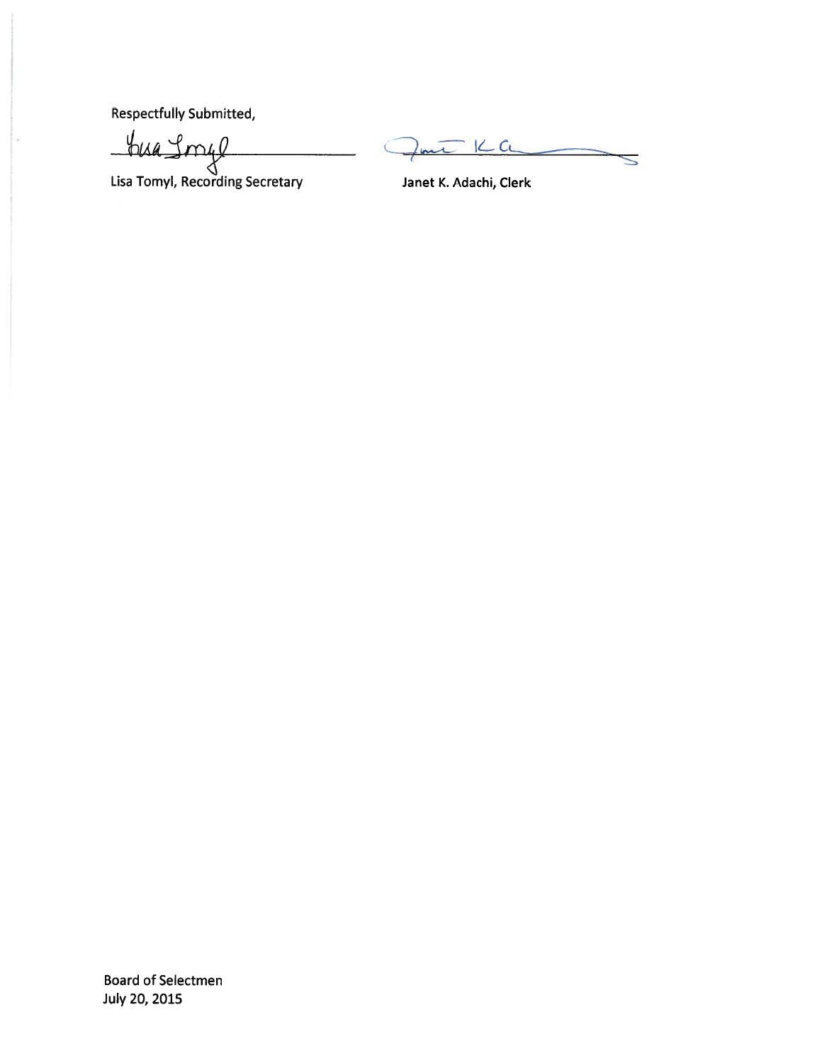Respectfully Submitted,

Lisa Tomyl, Recording Secretary

**Janet K. Adachi, Clerk**